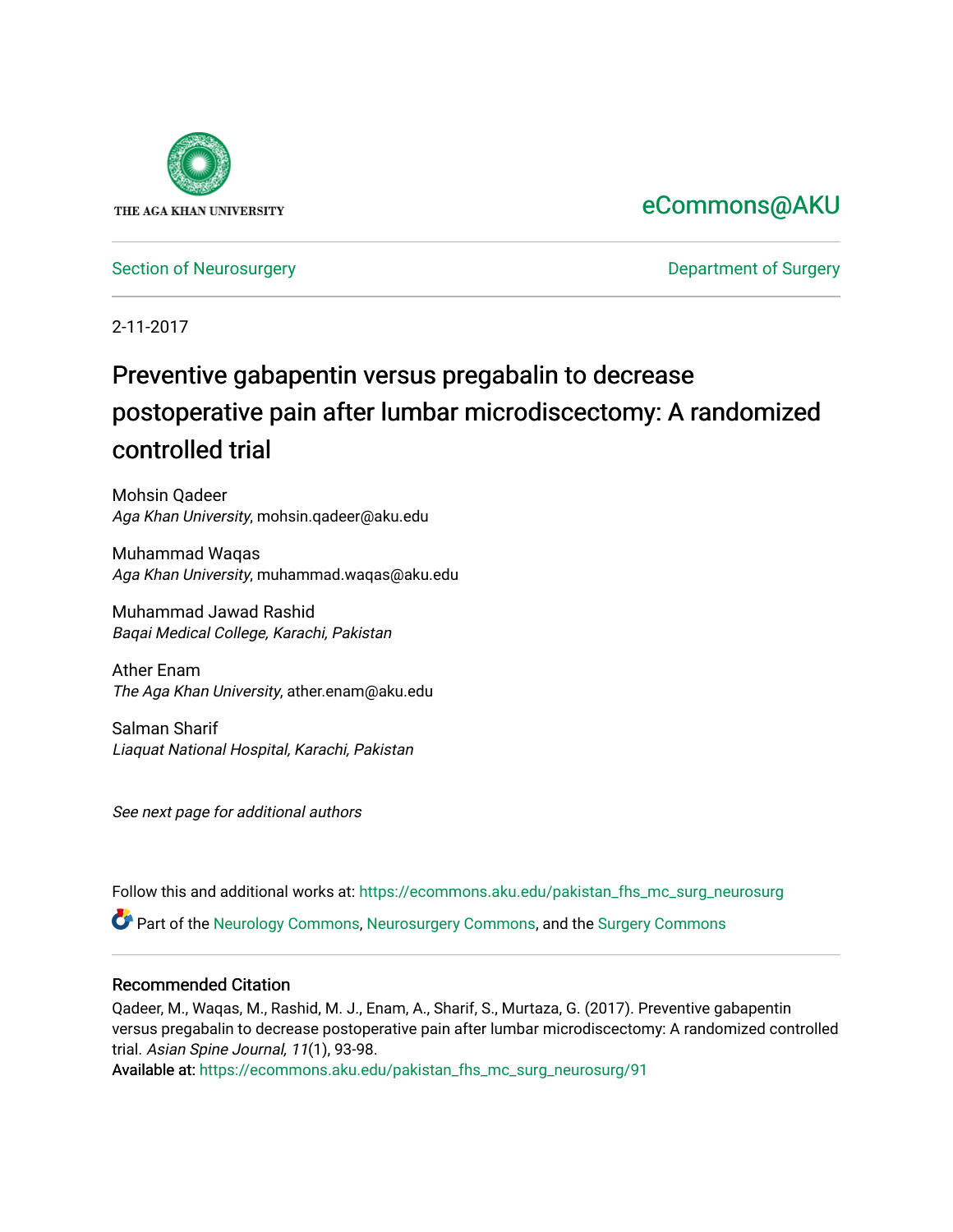THE AGA KHAN UNIVERSITY

eCommons@AKU

Section of Neurosurgery

Department of Surgery

2-11-2017

# Preventive gabapentin versus pregabalin to decrease postoperative pain after lumbar microdiscectomy: A randomized controlled trial

Mohsin Qadeer
*Aga Khan University*, mohsin.qadeer@aku.edu

Muhammad Waqas
*Aga Khan University*, muhammad.waqas@aku.edu

Muhammad Jawad Rashid
*Baqai Medical College, Karachi, Pakistan*

Ather Enam
*The Aga Khan University*, ather.enam@aku.edu

Salman Sharif
*Liaquat National Hospital, Karachi, Pakistan*

*See next page for additional authors*

Follow this and additional works at: https://ecommons.aku.edu/pakistan_fhs_mc_surg_neurosurg

Part of the Neurology Commons, Neurosurgery Commons, and the Surgery Commons

## Recommended Citation

Qadeer, M., Waqas, M., Rashid, M. J., Enam, A., Sharif, S., Murtaza, G. (2017). Preventive gabapentin versus pregabalin to decrease postoperative pain after lumbar microdiscectomy: A randomized controlled trial. *Asian Spine Journal, 11*(1), 93-98.
Available at: https://ecommons.aku.edu/pakistan_fhs_mc_surg_neurosurg/91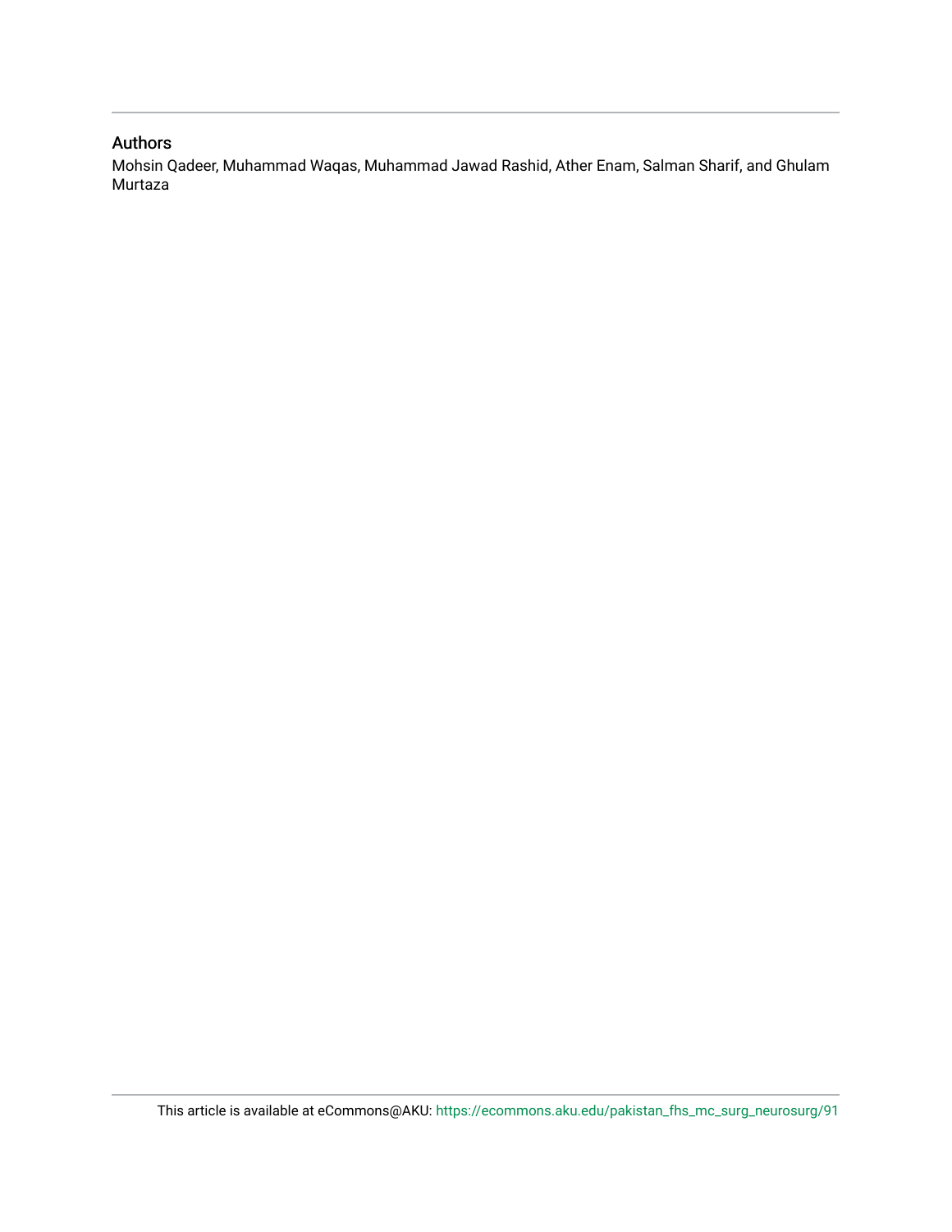## Authors

Mohsin Qadeer, Muhammad Waqas, Muhammad Jawad Rashid, Ather Enam, Salman Sharif, and Ghulam Murtaza

This article is available at eCommons@AKU: https://ecommons.aku.edu/pakistan_fhs_mc_surg_neurosurg/91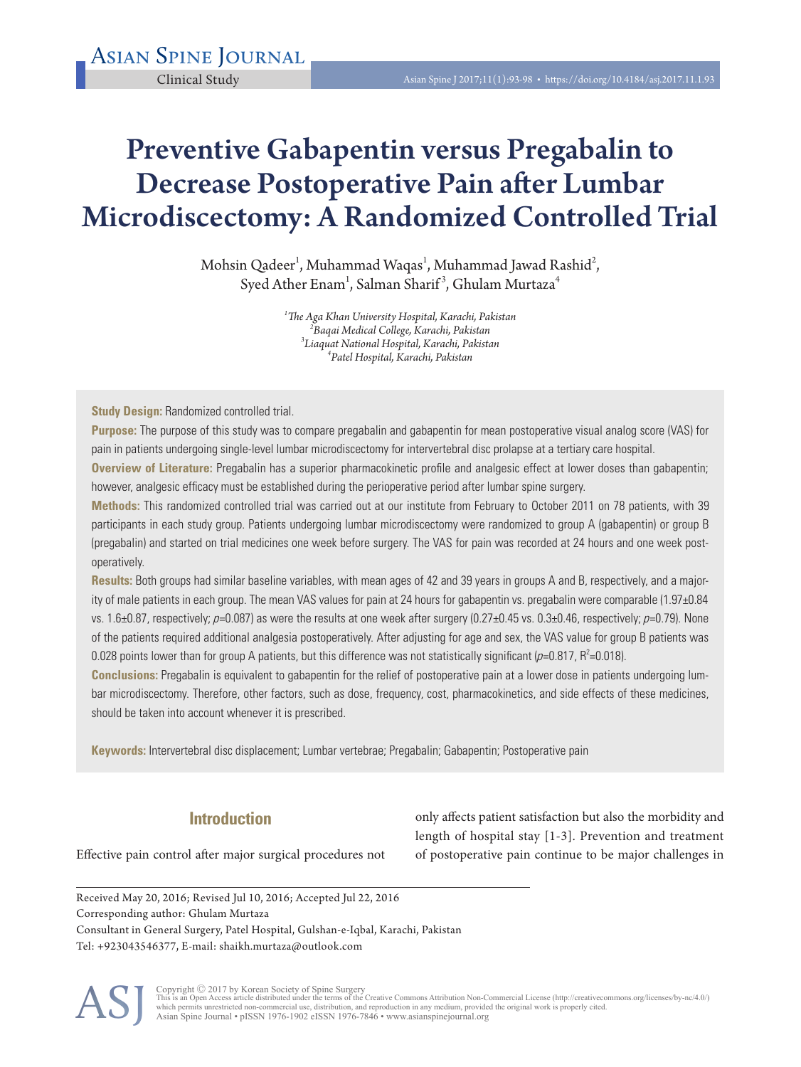Clinical Study

# Preventive Gabapentin versus Pregabalin to Decrease Postoperative Pain after Lumbar Microdiscectomy: A Randomized Controlled Trial

Mohsin Qadeer[1], Muhammad Waqas[1], Muhammad Jawad Rashid[2], Syed Ather Enam[1], Salman Sharif[3], Ghulam Murtaza[4]

[1]*The Aga Khan University Hospital, Karachi, Pakistan*
[2]*Baqai Medical College, Karachi, Pakistan*
[3]*Liaquat National Hospital, Karachi, Pakistan*
[4]*Patel Hospital, Karachi, Pakistan*

**Study Design:** Randomized controlled trial.

**Purpose:** The purpose of this study was to compare pregabalin and gabapentin for mean postoperative visual analog score (VAS) for pain in patients undergoing single-level lumbar microdiscectomy for intervertebral disc prolapse at a tertiary care hospital.

**Overview of Literature:** Pregabalin has a superior pharmacokinetic profile and analgesic effect at lower doses than gabapentin; however, analgesic efficacy must be established during the perioperative period after lumbar spine surgery.

**Methods:** This randomized controlled trial was carried out at our institute from February to October 2011 on 78 patients, with 39 participants in each study group. Patients undergoing lumbar microdiscectomy were randomized to group A (gabapentin) or group B (pregabalin) and started on trial medicines one week before surgery. The VAS for pain was recorded at 24 hours and one week postoperatively.

**Results:** Both groups had similar baseline variables, with mean ages of 42 and 39 years in groups A and B, respectively, and a majority of male patients in each group. The mean VAS values for pain at 24 hours for gabapentin vs. pregabalin were comparable (1.97±0.84 vs. 1.6±0.87, respectively; $p$=0.087) as were the results at one week after surgery (0.27±0.45 vs. 0.3±0.46, respectively; $p$=0.79). None of the patients required additional analgesia postoperatively. After adjusting for age and sex, the VAS value for group B patients was 0.028 points lower than for group A patients, but this difference was not statistically significant ($p$=0.817, $R^2$=0.018).

**Conclusions:** Pregabalin is equivalent to gabapentin for the relief of postoperative pain at a lower dose in patients undergoing lumbar microdiscectomy. Therefore, other factors, such as dose, frequency, cost, pharmacokinetics, and side effects of these medicines, should be taken into account whenever it is prescribed.

**Keywords:** Intervertebral disc displacement; Lumbar vertebrae; Pregabalin; Gabapentin; Postoperative pain

## Introduction

Effective pain control after major surgical procedures not only affects patient satisfaction but also the morbidity and length of hospital stay [1-3]. Prevention and treatment of postoperative pain continue to be major challenges in

Received May 20, 2016; Revised Jul 10, 2016; Accepted Jul 22, 2016
Corresponding author: Ghulam Murtaza
Consultant in General Surgery, Patel Hospital, Gulshan-e-Iqbal, Karachi, Pakistan
Tel: +923043546377, E-mail: shaikh.murtaza@outlook.com

Copyright © 2017 by Korean Society of Spine Surgery
This is an Open Access article distributed under the terms of the Creative Commons Attribution Non-Commercial License (http://creativecommons.org/licenses/by-nc/4.0/) which permits unrestricted non-commercial use, distribution, and reproduction in any medium, provided the original work is properly cited.
Asian Spine Journal • pISSN 1976-1902 eISSN 1976-7846 • www.asianspinejournal.org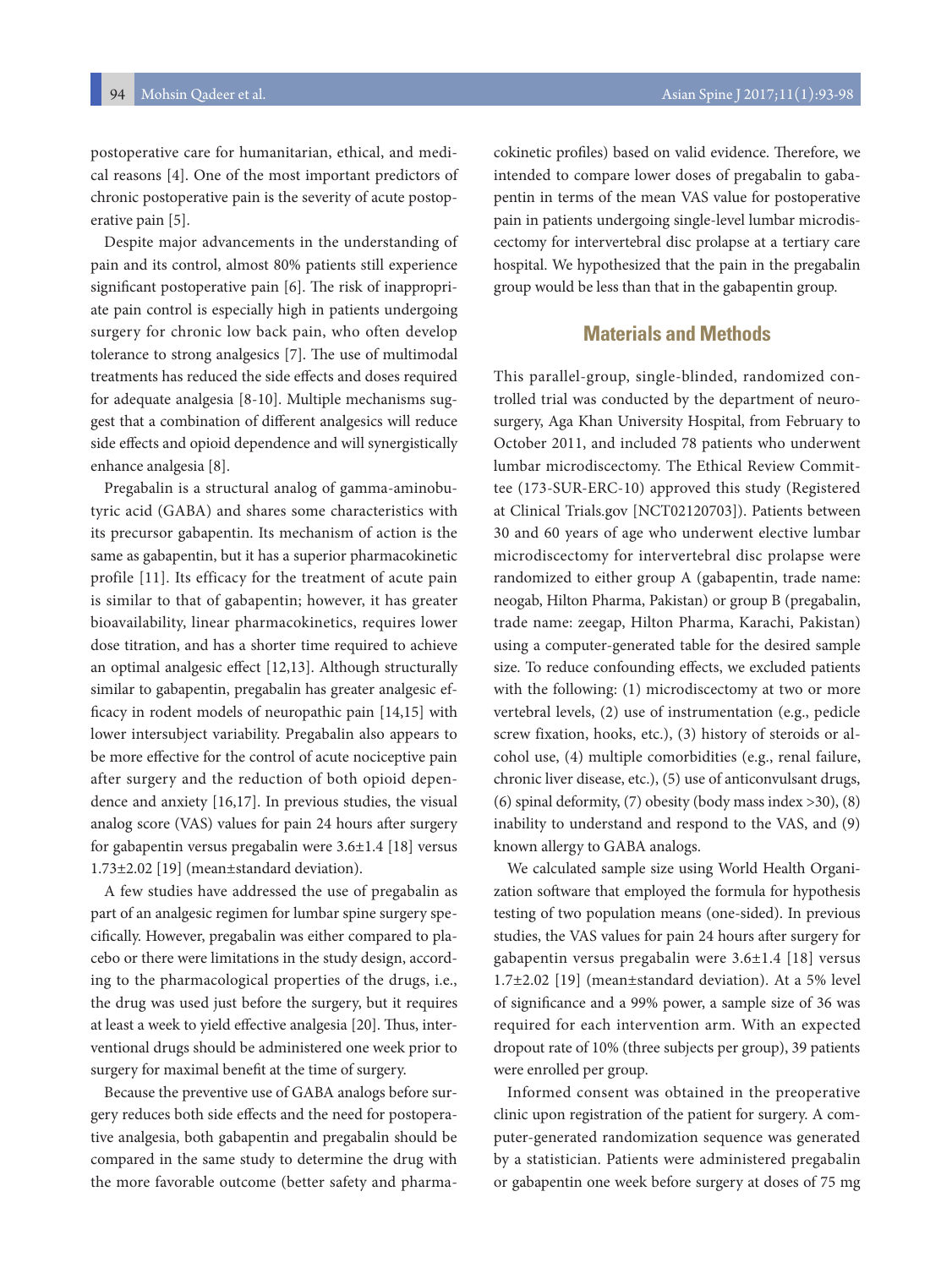postoperative care for humanitarian, ethical, and medical reasons [4]. One of the most important predictors of chronic postoperative pain is the severity of acute postoperative pain [5].

Despite major advancements in the understanding of pain and its control, almost 80% patients still experience significant postoperative pain [6]. The risk of inappropriate pain control is especially high in patients undergoing surgery for chronic low back pain, who often develop tolerance to strong analgesics [7]. The use of multimodal treatments has reduced the side effects and doses required for adequate analgesia [8-10]. Multiple mechanisms suggest that a combination of different analgesics will reduce side effects and opioid dependence and will synergistically enhance analgesia [8].

Pregabalin is a structural analog of gamma-aminobutyric acid (GABA) and shares some characteristics with its precursor gabapentin. Its mechanism of action is the same as gabapentin, but it has a superior pharmacokinetic profile [11]. Its efficacy for the treatment of acute pain is similar to that of gabapentin; however, it has greater bioavailability, linear pharmacokinetics, requires lower dose titration, and has a shorter time required to achieve an optimal analgesic effect [12,13]. Although structurally similar to gabapentin, pregabalin has greater analgesic efficacy in rodent models of neuropathic pain [14,15] with lower intersubject variability. Pregabalin also appears to be more effective for the control of acute nociceptive pain after surgery and the reduction of both opioid dependence and anxiety [16,17]. In previous studies, the visual analog score (VAS) values for pain 24 hours after surgery for gabapentin versus pregabalin were 3.6±1.4 [18] versus 1.73±2.02 [19] (mean±standard deviation).

A few studies have addressed the use of pregabalin as part of an analgesic regimen for lumbar spine surgery specifically. However, pregabalin was either compared to placebo or there were limitations in the study design, according to the pharmacological properties of the drugs, i.e., the drug was used just before the surgery, but it requires at least a week to yield effective analgesia [20]. Thus, interventional drugs should be administered one week prior to surgery for maximal benefit at the time of surgery.

Because the preventive use of GABA analogs before surgery reduces both side effects and the need for postoperative analgesia, both gabapentin and pregabalin should be compared in the same study to determine the drug with the more favorable outcome (better safety and pharmacokinetic profiles) based on valid evidence. Therefore, we intended to compare lower doses of pregabalin to gabapentin in terms of the mean VAS value for postoperative pain in patients undergoing single-level lumbar microdiscectomy for intervertebral disc prolapse at a tertiary care hospital. We hypothesized that the pain in the pregabalin group would be less than that in the gabapentin group.

## Materials and Methods

This parallel-group, single-blinded, randomized controlled trial was conducted by the department of neurosurgery, Aga Khan University Hospital, from February to October 2011, and included 78 patients who underwent lumbar microdiscectomy. The Ethical Review Committee (173-SUR-ERC-10) approved this study (Registered at Clinical Trials.gov [NCT02120703]). Patients between 30 and 60 years of age who underwent elective lumbar microdiscectomy for intervertebral disc prolapse were randomized to either group A (gabapentin, trade name: neogab, Hilton Pharma, Pakistan) or group B (pregabalin, trade name: zeegap, Hilton Pharma, Karachi, Pakistan) using a computer-generated table for the desired sample size. To reduce confounding effects, we excluded patients with the following: (1) microdiscectomy at two or more vertebral levels, (2) use of instrumentation (e.g., pedicle screw fixation, hooks, etc.), (3) history of steroids or alcohol use, (4) multiple comorbidities (e.g., renal failure, chronic liver disease, etc.), (5) use of anticonvulsant drugs, (6) spinal deformity, (7) obesity (body mass index >30), (8) inability to understand and respond to the VAS, and (9) known allergy to GABA analogs.

We calculated sample size using World Health Organization software that employed the formula for hypothesis testing of two population means (one-sided). In previous studies, the VAS values for pain 24 hours after surgery for gabapentin versus pregabalin were 3.6±1.4 [18] versus 1.7±2.02 [19] (mean±standard deviation). At a 5% level of significance and a 99% power, a sample size of 36 was required for each intervention arm. With an expected dropout rate of 10% (three subjects per group), 39 patients were enrolled per group.

Informed consent was obtained in the preoperative clinic upon registration of the patient for surgery. A computer-generated randomization sequence was generated by a statistician. Patients were administered pregabalin or gabapentin one week before surgery at doses of 75 mg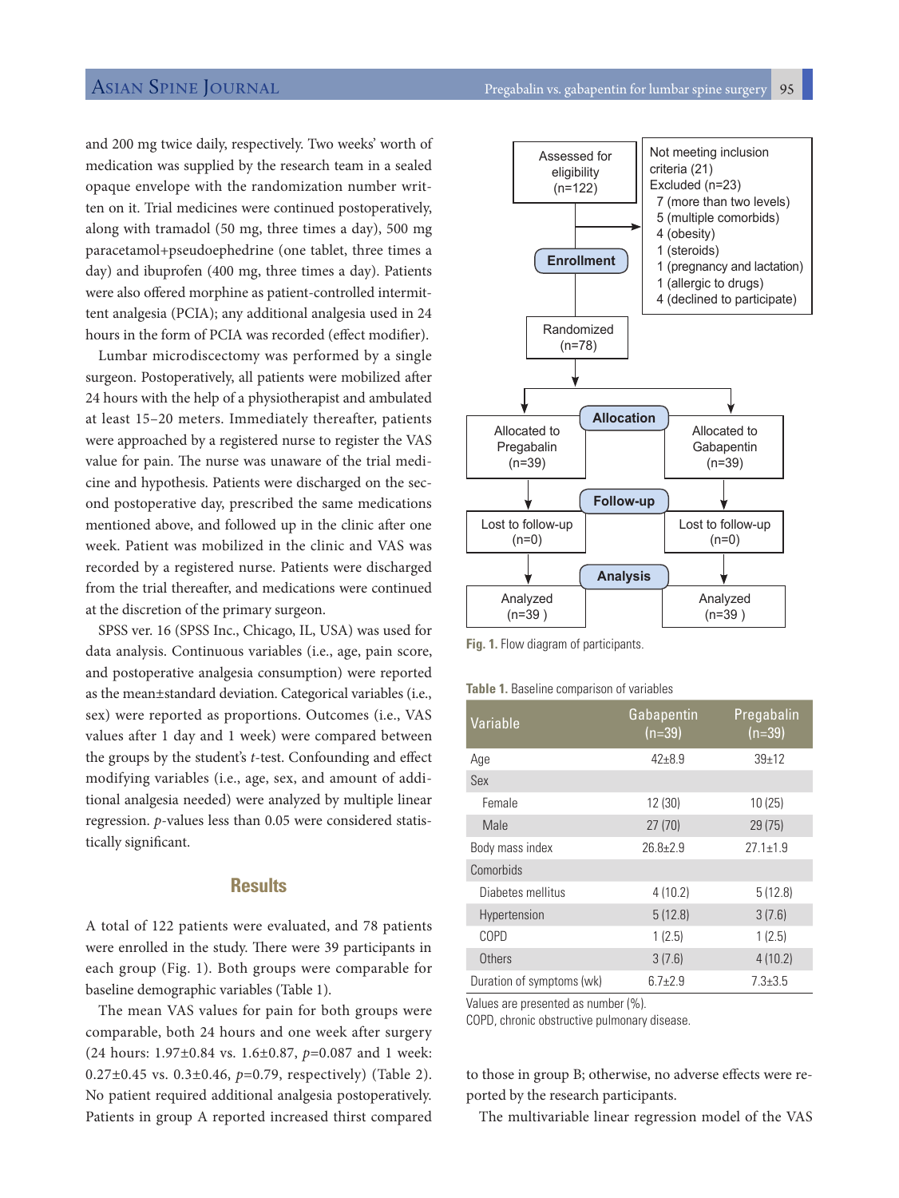and 200 mg twice daily, respectively. Two weeks' worth of medication was supplied by the research team in a sealed opaque envelope with the randomization number written on it. Trial medicines were continued postoperatively, along with tramadol (50 mg, three times a day), 500 mg paracetamol+pseudoephedrine (one tablet, three times a day) and ibuprofen (400 mg, three times a day). Patients were also offered morphine as patient-controlled intermittent analgesia (PCIA); any additional analgesia used in 24 hours in the form of PCIA was recorded (effect modifier).

Lumbar microdiscectomy was performed by a single surgeon. Postoperatively, all patients were mobilized after 24 hours with the help of a physiotherapist and ambulated at least 15–20 meters. Immediately thereafter, patients were approached by a registered nurse to register the VAS value for pain. The nurse was unaware of the trial medicine and hypothesis. Patients were discharged on the second postoperative day, prescribed the same medications mentioned above, and followed up in the clinic after one week. Patient was mobilized in the clinic and VAS was recorded by a registered nurse. Patients were discharged from the trial thereafter, and medications were continued at the discretion of the primary surgeon.

SPSS ver. 16 (SPSS Inc., Chicago, IL, USA) was used for data analysis. Continuous variables (i.e., age, pain score, and postoperative analgesia consumption) were reported as the mean±standard deviation. Categorical variables (i.e., sex) were reported as proportions. Outcomes (i.e., VAS values after 1 day and 1 week) were compared between the groups by the student's *t*-test. Confounding and effect modifying variables (i.e., age, sex, and amount of additional analgesia needed) were analyzed by multiple linear regression. *p*-values less than 0.05 were considered statistically significant.

## Results

A total of 122 patients were evaluated, and 78 patients were enrolled in the study. There were 39 participants in each group (Fig. 1). Both groups were comparable for baseline demographic variables (Table 1).

The mean VAS values for pain for both groups were comparable, both 24 hours and one week after surgery (24 hours: 1.97±0.84 vs. 1.6±0.87, *p*=0.087 and 1 week: 0.27±0.45 vs. 0.3±0.46, *p*=0.79, respectively) (Table 2). No patient required additional analgesia postoperatively. Patients in group A reported increased thirst compared to those in group B; otherwise, no adverse effects were reported by the research participants.

The multivariable linear regression model of the VAS

Enrollment: Assessed for eligibility (n=122) → Not meeting inclusion criteria (21); Excluded (n=23): 7 (more than two levels), 5 (multiple comorbids), 4 (obesity), 1 (steroids), 1 (pregnancy and lactation), 1 (allergic to drugs), 4 (declined to participate) → Randomized (n=78)

Allocation: Allocated to Pregabalin (n=39) | Allocated to Gabapentin (n=39)

Follow-up: Lost to follow-up (n=0) | Lost to follow-up (n=0)

Analysis: Analyzed (n=39 ) | Analyzed (n=39 )

**Fig. 1.** Flow diagram of participants.

**Table 1.** Baseline comparison of variables

| Variable | Gabapentin (n=39) | Pregabalin (n=39) |
|---|---|---|
| Age | 42±8.9 | 39±12 |
| Sex | | |
| Female | 12 (30) | 10 (25) |
| Male | 27 (70) | 29 (75) |
| Body mass index | 26.8±2.9 | 27.1±1.9 |
| Comorbids | | |
| Diabetes mellitus | 4 (10.2) | 5 (12.8) |
| Hypertension | 5 (12.8) | 3 (7.6) |
| COPD | 1 (2.5) | 1 (2.5) |
| Others | 3 (7.6) | 4 (10.2) |
| Duration of symptoms (wk) | 6.7±2.9 | 7.3±3.5 |

Values are presented as number (%).
COPD, chronic obstructive pulmonary disease.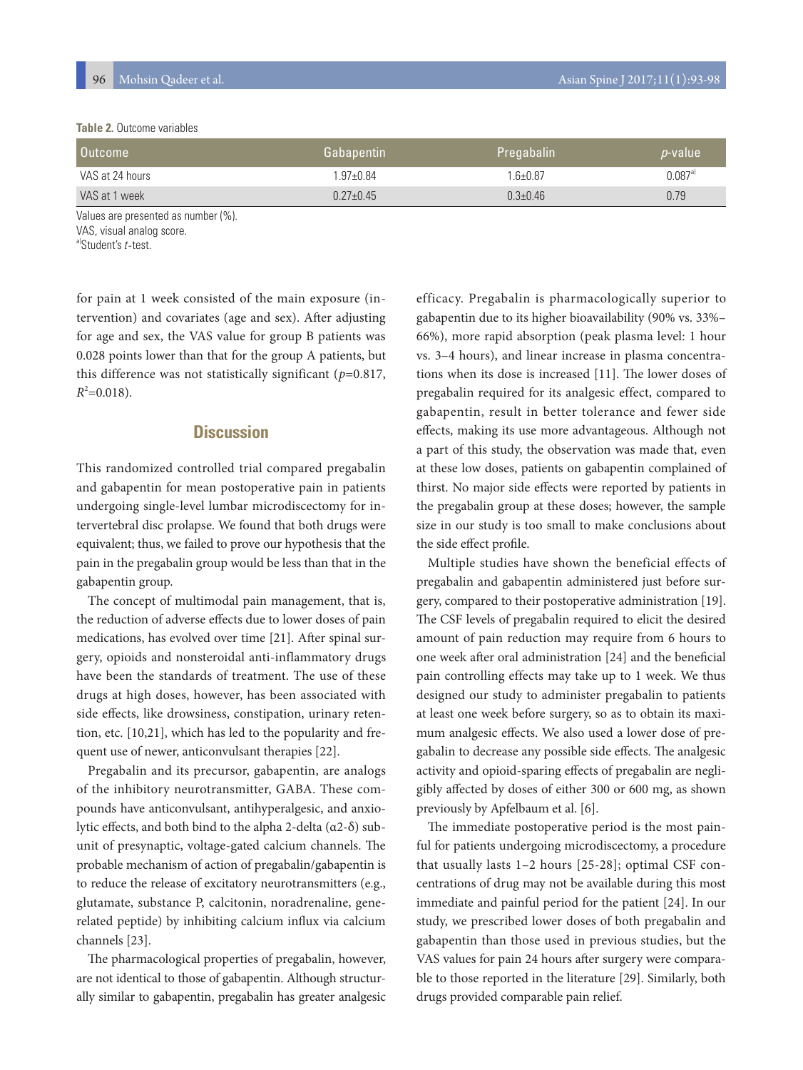**Table 2.** Outcome variables

| Outcome | Gabapentin | Pregabalin | *p*-value |
|---|---|---|---|
| VAS at 24 hours | 1.97±0.84 | 1.6±0.87 | 0.087[a] |
| VAS at 1 week | 0.27±0.45 | 0.3±0.46 | 0.79 |

Values are presented as number (%).
VAS, visual analog score.
[a]Student's *t*-test.

for pain at 1 week consisted of the main exposure (intervention) and covariates (age and sex). After adjusting for age and sex, the VAS value for group B patients was 0.028 points lower than that for the group A patients, but this difference was not statistically significant ($p$=0.817, $R^2$=0.018).

## Discussion

This randomized controlled trial compared pregabalin and gabapentin for mean postoperative pain in patients undergoing single-level lumbar microdiscectomy for intervertebral disc prolapse. We found that both drugs were equivalent; thus, we failed to prove our hypothesis that the pain in the pregabalin group would be less than that in the gabapentin group.

The concept of multimodal pain management, that is, the reduction of adverse effects due to lower doses of pain medications, has evolved over time [21]. After spinal surgery, opioids and nonsteroidal anti-inflammatory drugs have been the standards of treatment. The use of these drugs at high doses, however, has been associated with side effects, like drowsiness, constipation, urinary retention, etc. [10,21], which has led to the popularity and frequent use of newer, anticonvulsant therapies [22].

Pregabalin and its precursor, gabapentin, are analogs of the inhibitory neurotransmitter, GABA. These compounds have anticonvulsant, antihyperalgesic, and anxiolytic effects, and both bind to the alpha 2-delta ($\alpha$2-$\delta$) subunit of presynaptic, voltage-gated calcium channels. The probable mechanism of action of pregabalin/gabapentin is to reduce the release of excitatory neurotransmitters (e.g., glutamate, substance P, calcitonin, noradrenaline, gene-related peptide) by inhibiting calcium influx via calcium channels [23].

The pharmacological properties of pregabalin, however, are not identical to those of gabapentin. Although structurally similar to gabapentin, pregabalin has greater analgesic efficacy. Pregabalin is pharmacologically superior to gabapentin due to its higher bioavailability (90% vs. 33%–66%), more rapid absorption (peak plasma level: 1 hour vs. 3–4 hours), and linear increase in plasma concentrations when its dose is increased [11]. The lower doses of pregabalin required for its analgesic effect, compared to gabapentin, result in better tolerance and fewer side effects, making its use more advantageous. Although not a part of this study, the observation was made that, even at these low doses, patients on gabapentin complained of thirst. No major side effects were reported by patients in the pregabalin group at these doses; however, the sample size in our study is too small to make conclusions about the side effect profile.

Multiple studies have shown the beneficial effects of pregabalin and gabapentin administered just before surgery, compared to their postoperative administration [19]. The CSF levels of pregabalin required to elicit the desired amount of pain reduction may require from 6 hours to one week after oral administration [24] and the beneficial pain controlling effects may take up to 1 week. We thus designed our study to administer pregabalin to patients at least one week before surgery, so as to obtain its maximum analgesic effects. We also used a lower dose of pregabalin to decrease any possible side effects. The analgesic activity and opioid-sparing effects of pregabalin are negligibly affected by doses of either 300 or 600 mg, as shown previously by Apfelbaum et al. [6].

The immediate postoperative period is the most painful for patients undergoing microdiscectomy, a procedure that usually lasts 1–2 hours [25-28]; optimal CSF concentrations of drug may not be available during this most immediate and painful period for the patient [24]. In our study, we prescribed lower doses of both pregabalin and gabapentin than those used in previous studies, but the VAS values for pain 24 hours after surgery were comparable to those reported in the literature [29]. Similarly, both drugs provided comparable pain relief.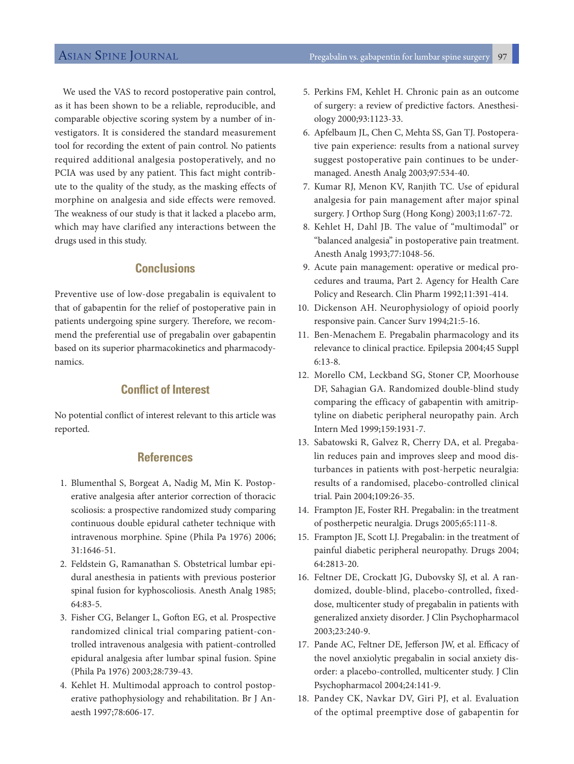We used the VAS to record postoperative pain control, as it has been shown to be a reliable, reproducible, and comparable objective scoring system by a number of investigators. It is considered the standard measurement tool for recording the extent of pain control. No patients required additional analgesia postoperatively, and no PCIA was used by any patient. This fact might contribute to the quality of the study, as the masking effects of morphine on analgesia and side effects were removed. The weakness of our study is that it lacked a placebo arm, which may have clarified any interactions between the drugs used in this study.

## Conclusions

Preventive use of low-dose pregabalin is equivalent to that of gabapentin for the relief of postoperative pain in patients undergoing spine surgery. Therefore, we recommend the preferential use of pregabalin over gabapentin based on its superior pharmacokinetics and pharmacodynamics.

## Conflict of Interest

No potential conflict of interest relevant to this article was reported.

## References

1. Blumenthal S, Borgeat A, Nadig M, Min K. Postoperative analgesia after anterior correction of thoracic scoliosis: a prospective randomized study comparing continuous double epidural catheter technique with intravenous morphine. Spine (Phila Pa 1976) 2006; 31:1646-51.
2. Feldstein G, Ramanathan S. Obstetrical lumbar epidural anesthesia in patients with previous posterior spinal fusion for kyphoscoliosis. Anesth Analg 1985; 64:83-5.
3. Fisher CG, Belanger L, Gofton EG, et al. Prospective randomized clinical trial comparing patient-controlled intravenous analgesia with patient-controlled epidural analgesia after lumbar spinal fusion. Spine (Phila Pa 1976) 2003;28:739-43.
4. Kehlet H. Multimodal approach to control postoperative pathophysiology and rehabilitation. Br J Anaesth 1997;78:606-17.
5. Perkins FM, Kehlet H. Chronic pain as an outcome of surgery: a review of predictive factors. Anesthesiology 2000;93:1123-33.
6. Apfelbaum JL, Chen C, Mehta SS, Gan TJ. Postoperative pain experience: results from a national survey suggest postoperative pain continues to be undermanaged. Anesth Analg 2003;97:534-40.
7. Kumar RJ, Menon KV, Ranjith TC. Use of epidural analgesia for pain management after major spinal surgery. J Orthop Surg (Hong Kong) 2003;11:67-72.
8. Kehlet H, Dahl JB. The value of "multimodal" or "balanced analgesia" in postoperative pain treatment. Anesth Analg 1993;77:1048-56.
9. Acute pain management: operative or medical procedures and trauma, Part 2. Agency for Health Care Policy and Research. Clin Pharm 1992;11:391-414.
10. Dickenson AH. Neurophysiology of opioid poorly responsive pain. Cancer Surv 1994;21:5-16.
11. Ben-Menachem E. Pregabalin pharmacology and its relevance to clinical practice. Epilepsia 2004;45 Suppl 6:13-8.
12. Morello CM, Leckband SG, Stoner CP, Moorhouse DF, Sahagian GA. Randomized double-blind study comparing the efficacy of gabapentin with amitriptyline on diabetic peripheral neuropathy pain. Arch Intern Med 1999;159:1931-7.
13. Sabatowski R, Galvez R, Cherry DA, et al. Pregabalin reduces pain and improves sleep and mood disturbances in patients with post-herpetic neuralgia: results of a randomised, placebo-controlled clinical trial. Pain 2004;109:26-35.
14. Frampton JE, Foster RH. Pregabalin: in the treatment of postherpetic neuralgia. Drugs 2005;65:111-8.
15. Frampton JE, Scott LJ. Pregabalin: in the treatment of painful diabetic peripheral neuropathy. Drugs 2004; 64:2813-20.
16. Feltner DE, Crockatt JG, Dubovsky SJ, et al. A randomized, double-blind, placebo-controlled, fixed-dose, multicenter study of pregabalin in patients with generalized anxiety disorder. J Clin Psychopharmacol 2003;23:240-9.
17. Pande AC, Feltner DE, Jefferson JW, et al. Efficacy of the novel anxiolytic pregabalin in social anxiety disorder: a placebo-controlled, multicenter study. J Clin Psychopharmacol 2004;24:141-9.
18. Pandey CK, Navkar DV, Giri PJ, et al. Evaluation of the optimal preemptive dose of gabapentin for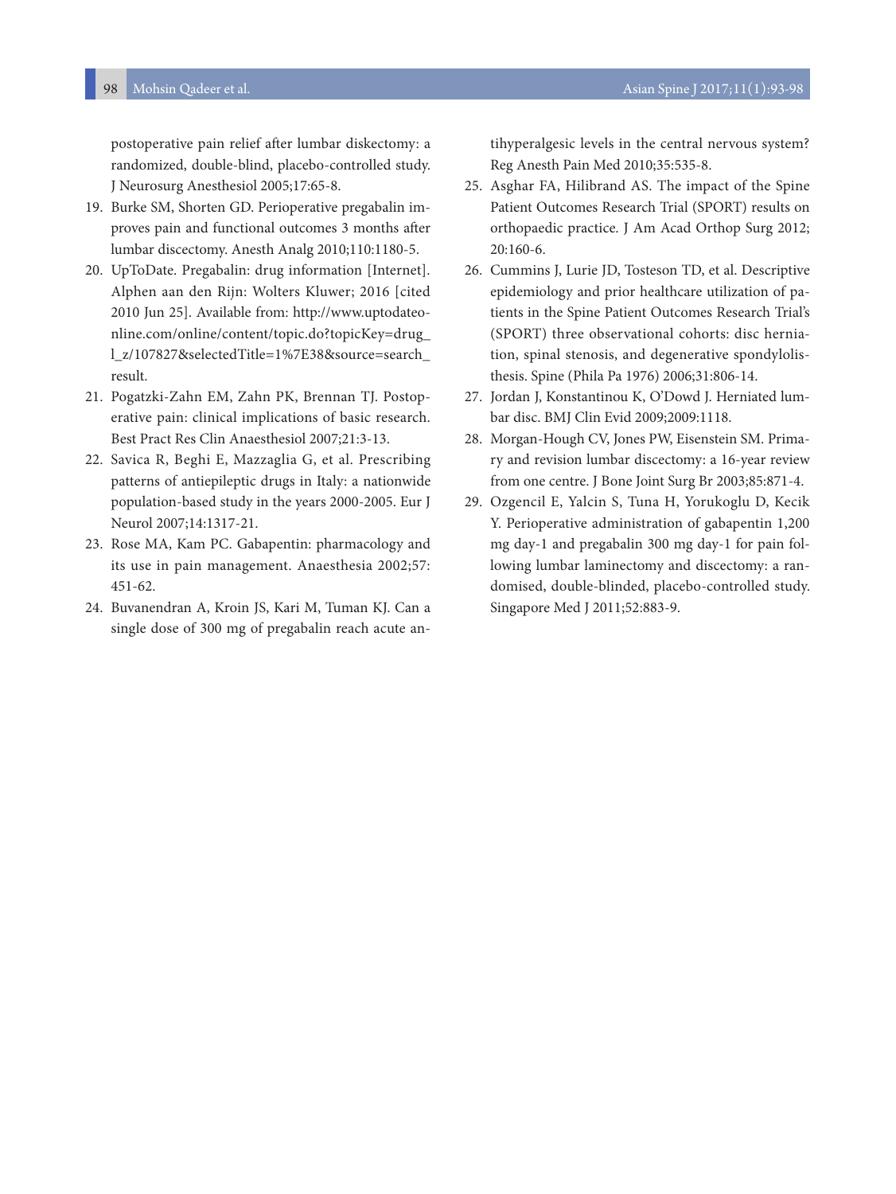postoperative pain relief after lumbar diskectomy: a randomized, double-blind, placebo-controlled study. J Neurosurg Anesthesiol 2005;17:65-8.

19. Burke SM, Shorten GD. Perioperative pregabalin improves pain and functional outcomes 3 months after lumbar discectomy. Anesth Analg 2010;110:1180-5.
20. UpToDate. Pregabalin: drug information [Internet]. Alphen aan den Rijn: Wolters Kluwer; 2016 [cited 2010 Jun 25]. Available from: http://www.uptodateonline.com/online/content/topic.do?topicKey=drug_l_z/107827&selectedTitle=1%7E38&source=search_result.
21. Pogatzki-Zahn EM, Zahn PK, Brennan TJ. Postoperative pain: clinical implications of basic research. Best Pract Res Clin Anaesthesiol 2007;21:3-13.
22. Savica R, Beghi E, Mazzaglia G, et al. Prescribing patterns of antiepileptic drugs in Italy: a nationwide population-based study in the years 2000-2005. Eur J Neurol 2007;14:1317-21.
23. Rose MA, Kam PC. Gabapentin: pharmacology and its use in pain management. Anaesthesia 2002;57:451-62.
24. Buvanendran A, Kroin JS, Kari M, Tuman KJ. Can a single dose of 300 mg of pregabalin reach acute antihyperalgesic levels in the central nervous system? Reg Anesth Pain Med 2010;35:535-8.
25. Asghar FA, Hilibrand AS. The impact of the Spine Patient Outcomes Research Trial (SPORT) results on orthopaedic practice. J Am Acad Orthop Surg 2012;20:160-6.
26. Cummins J, Lurie JD, Tosteson TD, et al. Descriptive epidemiology and prior healthcare utilization of patients in the Spine Patient Outcomes Research Trial's (SPORT) three observational cohorts: disc herniation, spinal stenosis, and degenerative spondylolisthesis. Spine (Phila Pa 1976) 2006;31:806-14.
27. Jordan J, Konstantinou K, O'Dowd J. Herniated lumbar disc. BMJ Clin Evid 2009;2009:1118.
28. Morgan-Hough CV, Jones PW, Eisenstein SM. Primary and revision lumbar discectomy: a 16-year review from one centre. J Bone Joint Surg Br 2003;85:871-4.
29. Ozgencil E, Yalcin S, Tuna H, Yorukoglu D, Kecik Y. Perioperative administration of gabapentin 1,200 mg day-1 and pregabalin 300 mg day-1 for pain following lumbar laminectomy and discectomy: a randomised, double-blinded, placebo-controlled study. Singapore Med J 2011;52:883-9.